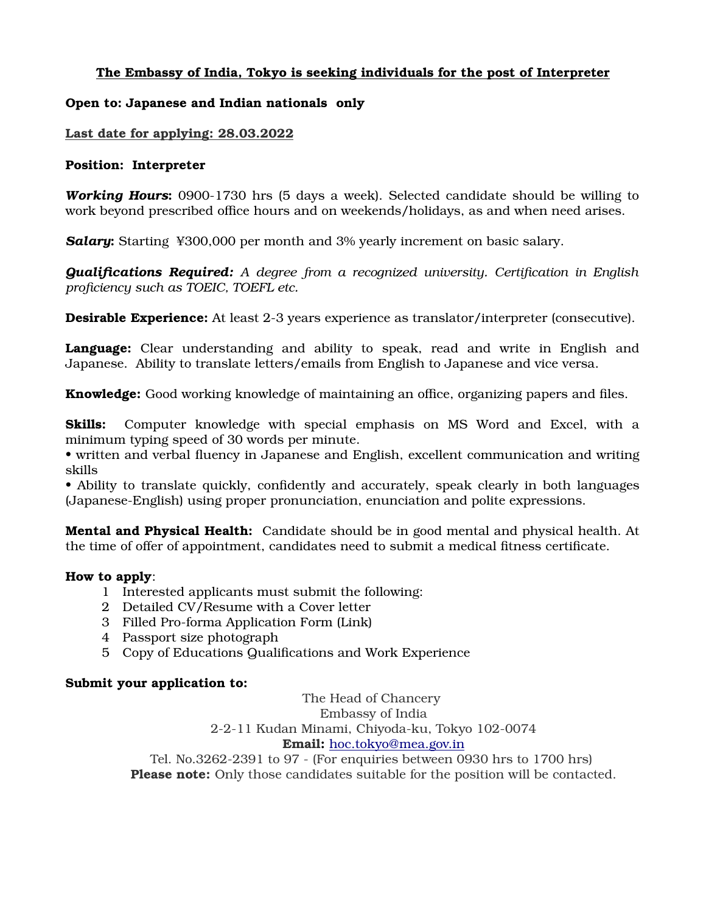# The Embassy of India, Tokyo is seeking individuals for the post of Interpreter

**Open to: Japanese and Indian nationals only**

**Last date for applying: 28.03.2022**

**Position: Interpreter**

***Working Hours*:** 0900-1730 hrs (5 days a week). Selected candidate should be willing to work beyond prescribed office hours and on weekends/holidays, as and when need arises.

***Salary*:** Starting ¥300,000 per month and 3% yearly increment on basic salary.

***Qualifications Required:*** *A degree from a recognized university. Certification in English proficiency such as TOEIC, TOEFL etc.*

**Desirable Experience:** At least 2-3 years experience as translator/interpreter (consecutive).

**Language:** Clear understanding and ability to speak, read and write in English and Japanese. Ability to translate letters/emails from English to Japanese and vice versa.

**Knowledge:** Good working knowledge of maintaining an office, organizing papers and files.

**Skills:** Computer knowledge with special emphasis on MS Word and Excel, with a minimum typing speed of 30 words per minute.

- written and verbal fluency in Japanese and English, excellent communication and writing skills
- Ability to translate quickly, confidently and accurately, speak clearly in both languages (Japanese-English) using proper pronunciation, enunciation and polite expressions.

**Mental and Physical Health:** Candidate should be in good mental and physical health. At the time of offer of appointment, candidates need to submit a medical fitness certificate.

**How to apply**:

1. Interested applicants must submit the following:
2. Detailed CV/Resume with a Cover letter
3. Filled Pro-forma Application Form (Link)
4. Passport size photograph
5. Copy of Educations Qualifications and Work Experience

**Submit your application to:**

The Head of Chancery
Embassy of India
2-2-11 Kudan Minami, Chiyoda-ku, Tokyo 102-0074
**Email:** hoc.tokyo@mea.gov.in
Tel. No.3262-2391 to 97 - (For enquiries between 0930 hrs to 1700 hrs)
**Please note:** Only those candidates suitable for the position will be contacted.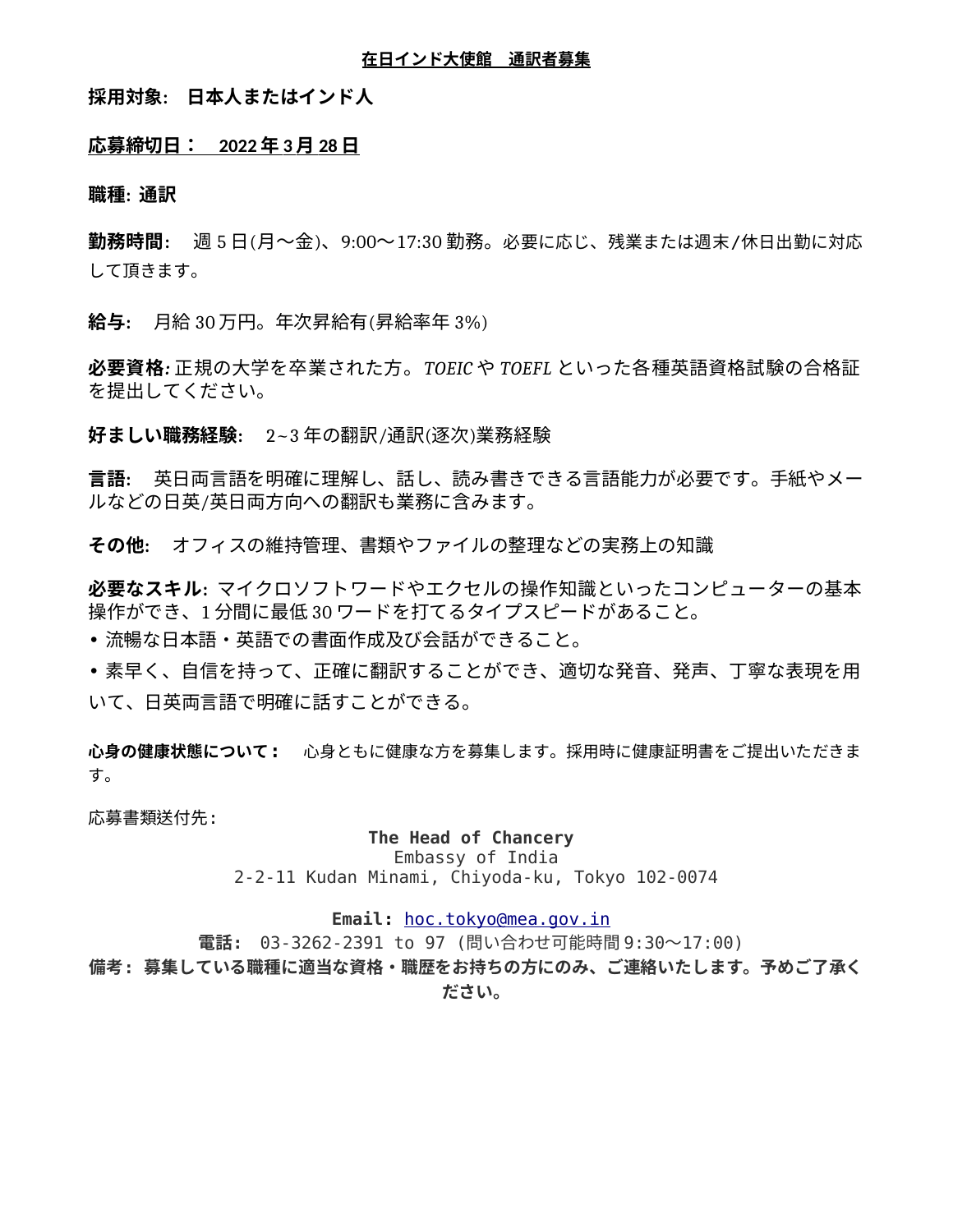## 在日インド大使館　通訳者募集

**採用対象:　日本人またはインド人**

**応募締切日：　2022 年 3 月 28 日**

**職種: 通訳**

**勤務時間:**　週 5 日(月〜金)、9:00〜17:30 勤務。必要に応じ、残業または週末/休日出勤に対応して頂きます。

**給与:**　月給 30 万円。年次昇給有(昇給率年 3%)

**必要資格:** 正規の大学を卒業された方。*TOEIC* や *TOEFL* といった各種英語資格試験の合格証を提出してください。

**好ましい職務経験:**　2~3 年の翻訳/通訳(逐次)業務経験

**言語:**　英日両言語を明確に理解し、話し、読み書きできる言語能力が必要です。手紙やメールなどの日英/英日両方向への翻訳も業務に含みます。

**その他:**　オフィスの維持管理、書類やファイルの整理などの実務上の知識

**必要なスキル:** マイクロソフトワードやエクセルの操作知識といったコンピューターの基本操作ができ、1 分間に最低 30 ワードを打てるタイプスピードがあること。

- 流暢な日本語・英語での書面作成及び会話ができること。
- 素早く、自信を持って、正確に翻訳することができ、適切な発音、発声、丁寧な表現を用いて、日英両言語で明確に話すことができる。

**心身の健康状態について：**　心身ともに健康な方を募集します。採用時に健康証明書をご提出いただきます。

応募書類送付先:

**The Head of Chancery**
Embassy of India
2-2-11 Kudan Minami, Chiyoda-ku, Tokyo 102-0074

**Email:** hoc.tokyo@mea.gov.in
**電話:** 03-3262-2391 to 97 (問い合わせ可能時間 9:30〜17:00)

**備考：募集している職種に適当な資格・職歴をお持ちの方にのみ、ご連絡いたします。予めご了承ください。**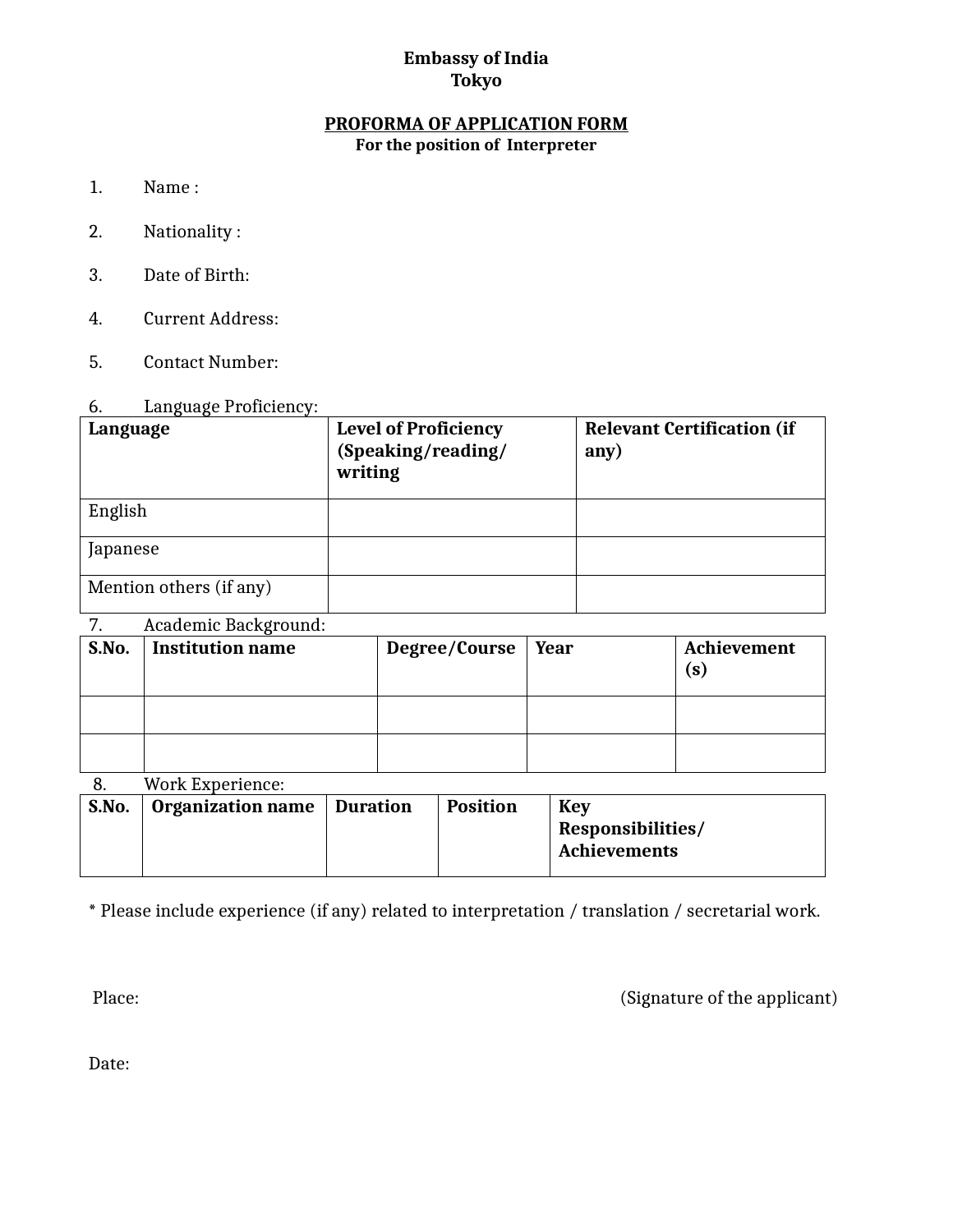**Embassy of India**
**Tokyo**

**PROFORMA OF APPLICATION FORM**
**For the position of Interpreter**

1. Name :

2. Nationality :

3. Date of Birth:

4. Current Address:

5. Contact Number:

6. Language Proficiency:

| **Language** | **Level of Proficiency (Speaking/reading/ writing** | **Relevant Certification (if any)** |
|---|---|---|
| English | | |
| Japanese | | |
| Mention others (if any) | | |

7. Academic Background:

| **S.No.** | **Institution name** | **Degree/Course** | **Year** | **Achievement (s)** |
|---|---|---|---|---|
| | | | | |
| | | | | |

8. Work Experience:

| **S.No.** | **Organization name** | **Duration** | **Position** | **Key Responsibilities/ Achievements** |
|---|---|---|---|---|

* Please include experience (if any) related to interpretation / translation / secretarial work.

Place: (Signature of the applicant)

Date: